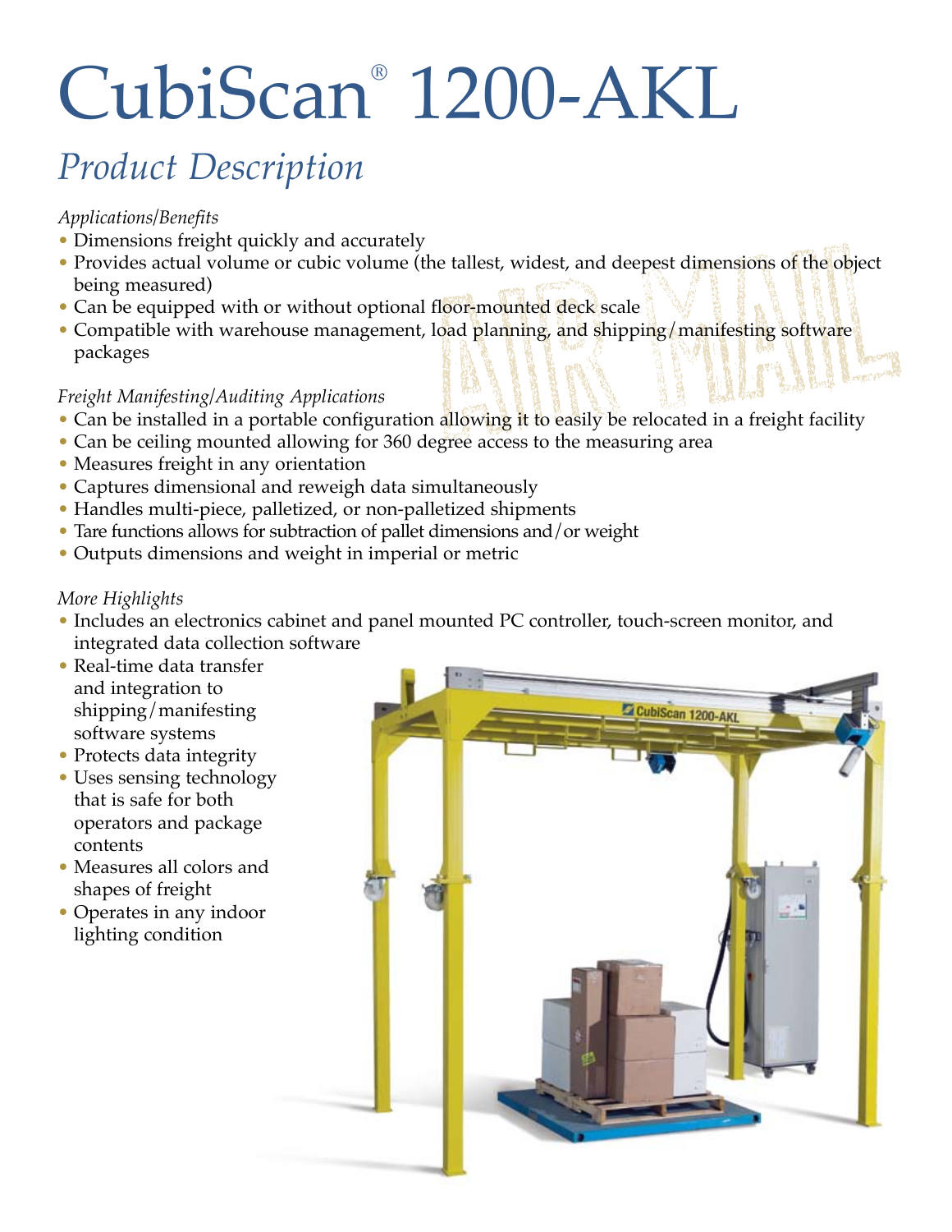# CubiScan® 1200-AKL

## *Product Description*

*Applications/Benefits*

- Dimensions freight quickly and accurately
- Provides actual volume or cubic volume (the tallest, widest, and deepest dimensions of the object being measured)
- Can be equipped with or without optional floor-mounted deck scale
- Compatible with warehouse management, load planning, and shipping/manifesting software packages

*Freight Manifesting/Auditing Applications*

- Can be installed in a portable configuration allowing it to easily be relocated in a freight facility
- Can be ceiling mounted allowing for 360 degree access to the measuring area
- Measures freight in any orientation
- Captures dimensional and reweigh data simultaneously
- Handles multi-piece, palletized, or non-palletized shipments
- Tare functions allows for subtraction of pallet dimensions and/or weight
- Outputs dimensions and weight in imperial or metric

*More Highlights*

- Includes an electronics cabinet and panel mounted PC controller, touch-screen monitor, and integrated data collection software
- Real-time data transfer and integration to shipping/manifesting software systems
- Protects data integrity
- Uses sensing technology that is safe for both operators and package contents
- Measures all colors and shapes of freight
- Operates in any indoor lighting condition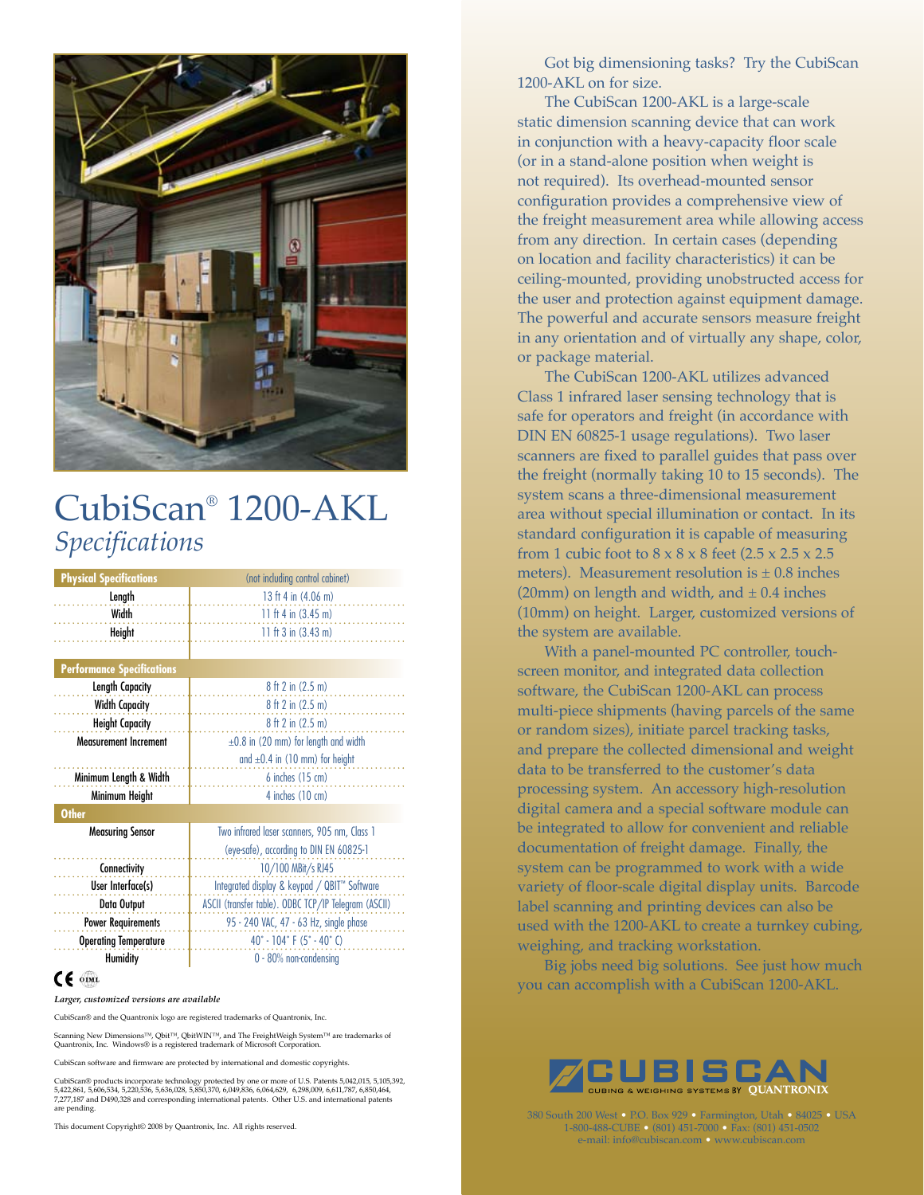# CubiScan® 1200-AKL
## *Specifications*

| Physical Specifications | (not including control cabinet) |
|---|---|
| Length | 13 ft 4 in (4.06 m) |
| Width | 11 ft 4 in (3.45 m) |
| Height | 11 ft 3 in (3.43 m) |
| **Performance Specifications** | |
| Length Capacity | 8 ft 2 in (2.5 m) |
| Width Capacity | 8 ft 2 in (2.5 m) |
| Height Capacity | 8 ft 2 in (2.5 m) |
| Measurement Increment | ±0.8 in (20 mm) for length and width and ±0.4 in (10 mm) for height |
| Minimum Length & Width | 6 inches (15 cm) |
| Minimum Height | 4 inches (10 cm) |
| **Other** | |
| Measuring Sensor | Two infrared laser scanners, 905 nm, Class 1 (eye-safe), according to DIN EN 60825-1 |
| Connectivity | 10/100 MBit/s RJ45 |
| User Interface(s) | Integrated display & keypad / QBIT™ Software |
| Data Output | ASCII (transfer table). ODBC TCP/IP Telegram (ASCII) |
| Power Requirements | 95 - 240 VAC, 47 - 63 Hz, single phase |
| Operating Temperature | 40° - 104° F (5° - 40° C) |
| Humidity | 0 - 80% non-condensing |

CE OIML

***Larger, customized versions are available***

CubiScan® and the Quantronix logo are registered trademarks of Quantronix, Inc.

Scanning New Dimensions™, Qbit™, QbitWIN™, and The FreightWeigh System™ are trademarks of Quantronix, Inc. Windows® is a registered trademark of Microsoft Corporation.

CubiScan software and firmware are protected by international and domestic copyrights.

CubiScan® products incorporate technology protected by one or more of U.S. Patents 5,042,015, 5,105,392, 5,422,861, 5,606,534, 5,220,536, 5,636,028, 5,850,370, 6,049,836, 6,064,629, 6,298,009, 6,611,787, 6,850,464, 7,277,187 and D490,328 and corresponding international patents. Other U.S. and international patents are pending.

This document Copyright© 2008 by Quantronix, Inc. All rights reserved.

Got big dimensioning tasks? Try the CubiScan 1200-AKL on for size.

The CubiScan 1200-AKL is a large-scale static dimension scanning device that can work in conjunction with a heavy-capacity floor scale (or in a stand-alone position when weight is not required). Its overhead-mounted sensor configuration provides a comprehensive view of the freight measurement area while allowing access from any direction. In certain cases (depending on location and facility characteristics) it can be ceiling-mounted, providing unobstructed access for the user and protection against equipment damage. The powerful and accurate sensors measure freight in any orientation and of virtually any shape, color, or package material.

The CubiScan 1200-AKL utilizes advanced Class 1 infrared laser sensing technology that is safe for operators and freight (in accordance with DIN EN 60825-1 usage regulations). Two laser scanners are fixed to parallel guides that pass over the freight (normally taking 10 to 15 seconds). The system scans a three-dimensional measurement area without special illumination or contact. In its standard configuration it is capable of measuring from 1 cubic foot to 8 x 8 x 8 feet (2.5 x 2.5 x 2.5 meters). Measurement resolution is ± 0.8 inches (20mm) on length and width, and ± 0.4 inches (10mm) on height. Larger, customized versions of the system are available.

With a panel-mounted PC controller, touch-screen monitor, and integrated data collection software, the CubiScan 1200-AKL can process multi-piece shipments (having parcels of the same or random sizes), initiate parcel tracking tasks, and prepare the collected dimensional and weight data to be transferred to the customer's data processing system. An accessory high-resolution digital camera and a special software module can be integrated to allow for convenient and reliable documentation of freight damage. Finally, the system can be programmed to work with a wide variety of floor-scale digital display units. Barcode label scanning and printing devices can also be used with the 1200-AKL to create a turnkey cubing, weighing, and tracking workstation.

Big jobs need big solutions. See just how much you can accomplish with a CubiScan 1200-AKL.

CUBISCAN
CUBING & WEIGHING SYSTEMS BY QUANTRONIX

380 South 200 West • P.O. Box 929 • Farmington, Utah • 84025 • USA
1-800-488-CUBE • (801) 451-7000 • Fax: (801) 451-0502
e-mail: info@cubiscan.com • www.cubiscan.com